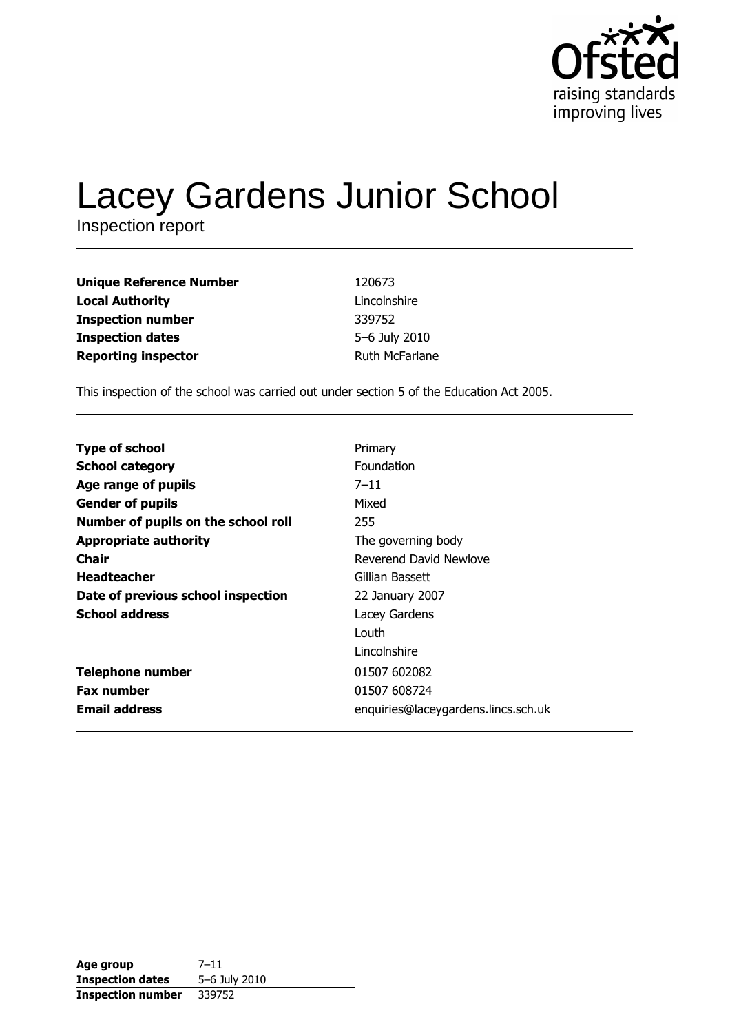# Lacey Gardens Junior School

Inspection report

| | |
|---|---|
| **Unique Reference Number** | 120673 |
| **Local Authority** | Lincolnshire |
| **Inspection number** | 339752 |
| **Inspection dates** | 5–6 July 2010 |
| **Reporting inspector** | Ruth McFarlane |

This inspection of the school was carried out under section 5 of the Education Act 2005.

| | |
|---|---|
| **Type of school** | Primary |
| **School category** | Foundation |
| **Age range of pupils** | 7–11 |
| **Gender of pupils** | Mixed |
| **Number of pupils on the school roll** | 255 |
| **Appropriate authority** | The governing body |
| **Chair** | Reverend David Newlove |
| **Headteacher** | Gillian Bassett |
| **Date of previous school inspection** | 22 January 2007 |
| **School address** | Lacey Gardens<br>Louth<br>Lincolnshire |
| **Telephone number** | 01507 602082 |
| **Fax number** | 01507 608724 |
| **Email address** | enquiries@laceygardens.lincs.sch.uk |

| | |
|---|---|
| **Age group** | 7–11 |
| **Inspection dates** | 5–6 July 2010 |
| **Inspection number** | 339752 |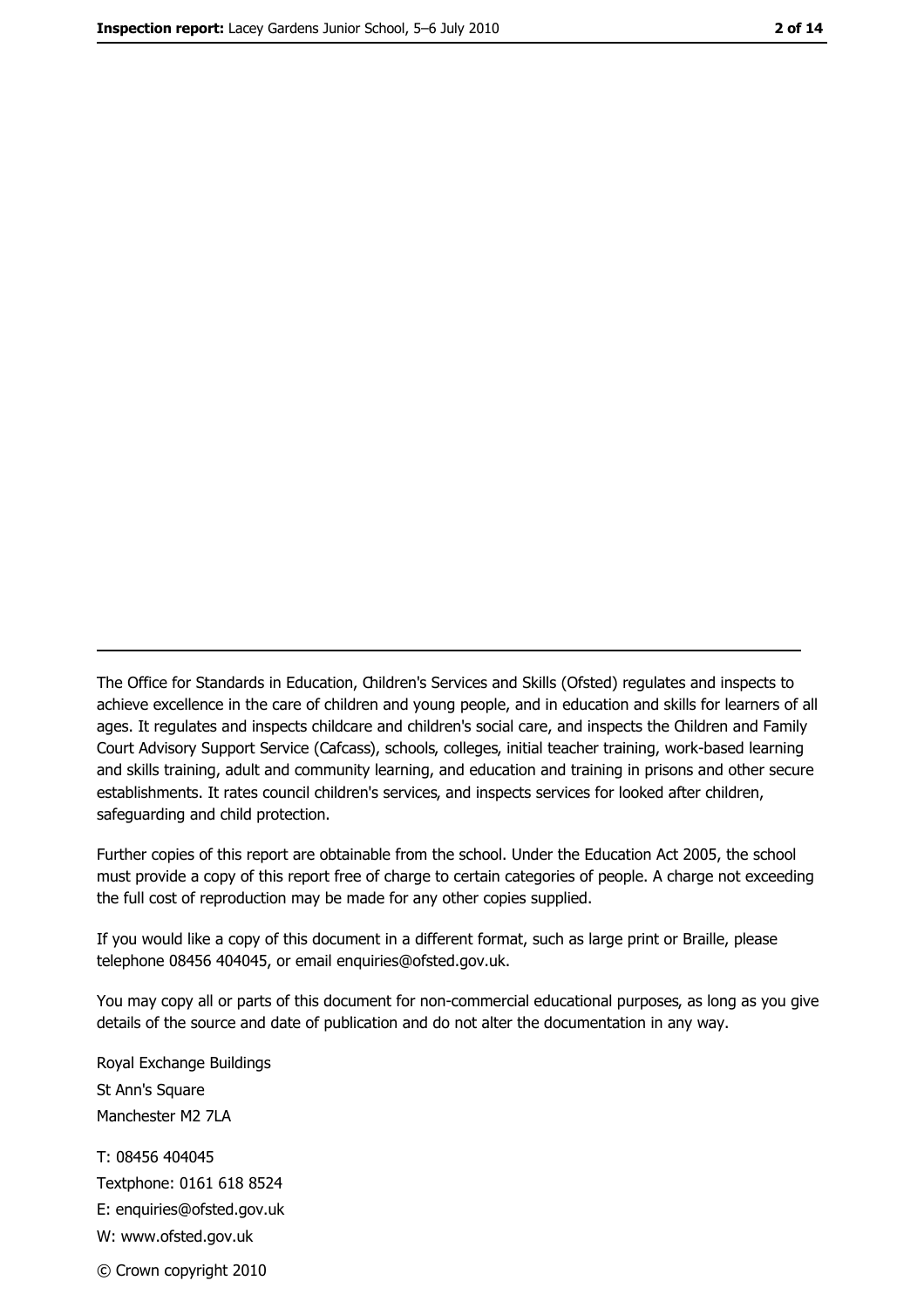---

The Office for Standards in Education, Children's Services and Skills (Ofsted) regulates and inspects to achieve excellence in the care of children and young people, and in education and skills for learners of all ages. It regulates and inspects childcare and children's social care, and inspects the Children and Family Court Advisory Support Service (Cafcass), schools, colleges, initial teacher training, work-based learning and skills training, adult and community learning, and education and training in prisons and other secure establishments. It rates council children's services, and inspects services for looked after children, safeguarding and child protection.

Further copies of this report are obtainable from the school. Under the Education Act 2005, the school must provide a copy of this report free of charge to certain categories of people. A charge not exceeding the full cost of reproduction may be made for any other copies supplied.

If you would like a copy of this document in a different format, such as large print or Braille, please telephone 08456 404045, or email enquiries@ofsted.gov.uk.

You may copy all or parts of this document for non-commercial educational purposes, as long as you give details of the source and date of publication and do not alter the documentation in any way.

Royal Exchange Buildings
St Ann's Square
Manchester M2 7LA

T: 08456 404045
Textphone: 0161 618 8524
E: enquiries@ofsted.gov.uk
W: www.ofsted.gov.uk

© Crown copyright 2010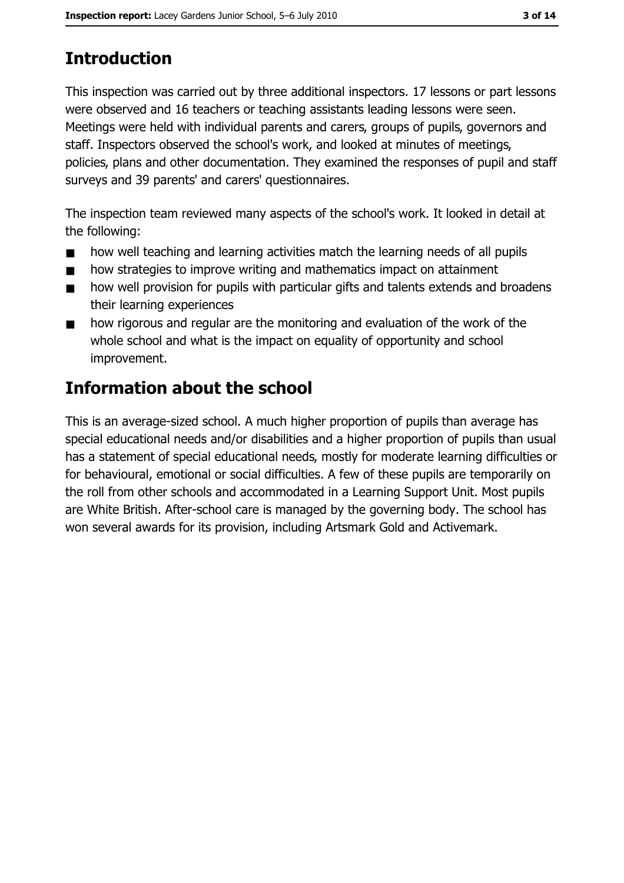# Introduction

This inspection was carried out by three additional inspectors. 17 lessons or part lessons were observed and 16 teachers or teaching assistants leading lessons were seen. Meetings were held with individual parents and carers, groups of pupils, governors and staff. Inspectors observed the school's work, and looked at minutes of meetings, policies, plans and other documentation. They examined the responses of pupil and staff surveys and 39 parents' and carers' questionnaires.

The inspection team reviewed many aspects of the school's work. It looked in detail at the following:

- how well teaching and learning activities match the learning needs of all pupils
- how strategies to improve writing and mathematics impact on attainment
- how well provision for pupils with particular gifts and talents extends and broadens their learning experiences
- how rigorous and regular are the monitoring and evaluation of the work of the whole school and what is the impact on equality of opportunity and school improvement.

# Information about the school

This is an average-sized school. A much higher proportion of pupils than average has special educational needs and/or disabilities and a higher proportion of pupils than usual has a statement of special educational needs, mostly for moderate learning difficulties or for behavioural, emotional or social difficulties. A few of these pupils are temporarily on the roll from other schools and accommodated in a Learning Support Unit. Most pupils are White British. After-school care is managed by the governing body. The school has won several awards for its provision, including Artsmark Gold and Activemark.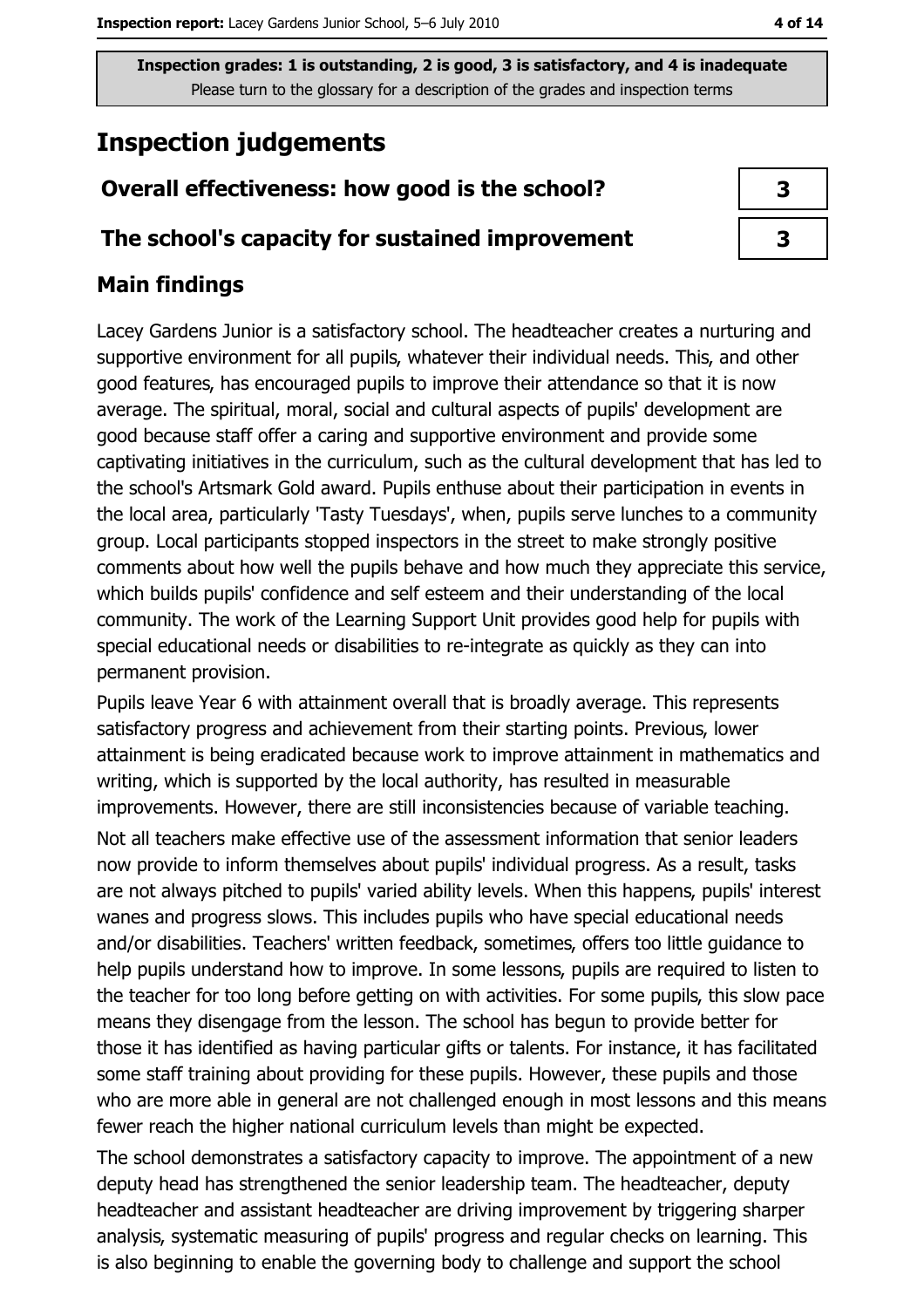Inspection grades: 1 is outstanding, 2 is good, 3 is satisfactory, and 4 is inadequate
Please turn to the glossary for a description of the grades and inspection terms

# Inspection judgements

| Overall effectiveness: how good is the school? | 3 |
| --- | --- |
| The school's capacity for sustained improvement | 3 |

## Main findings

Lacey Gardens Junior is a satisfactory school. The headteacher creates a nurturing and supportive environment for all pupils, whatever their individual needs. This, and other good features, has encouraged pupils to improve their attendance so that it is now average. The spiritual, moral, social and cultural aspects of pupils' development are good because staff offer a caring and supportive environment and provide some captivating initiatives in the curriculum, such as the cultural development that has led to the school's Artsmark Gold award. Pupils enthuse about their participation in events in the local area, particularly 'Tasty Tuesdays', when, pupils serve lunches to a community group. Local participants stopped inspectors in the street to make strongly positive comments about how well the pupils behave and how much they appreciate this service, which builds pupils' confidence and self esteem and their understanding of the local community. The work of the Learning Support Unit provides good help for pupils with special educational needs or disabilities to re-integrate as quickly as they can into permanent provision.

Pupils leave Year 6 with attainment overall that is broadly average. This represents satisfactory progress and achievement from their starting points. Previous, lower attainment is being eradicated because work to improve attainment in mathematics and writing, which is supported by the local authority, has resulted in measurable improvements. However, there are still inconsistencies because of variable teaching.

Not all teachers make effective use of the assessment information that senior leaders now provide to inform themselves about pupils' individual progress. As a result, tasks are not always pitched to pupils' varied ability levels. When this happens, pupils' interest wanes and progress slows. This includes pupils who have special educational needs and/or disabilities. Teachers' written feedback, sometimes, offers too little guidance to help pupils understand how to improve. In some lessons, pupils are required to listen to the teacher for too long before getting on with activities. For some pupils, this slow pace means they disengage from the lesson. The school has begun to provide better for those it has identified as having particular gifts or talents. For instance, it has facilitated some staff training about providing for these pupils. However, these pupils and those who are more able in general are not challenged enough in most lessons and this means fewer reach the higher national curriculum levels than might be expected.

The school demonstrates a satisfactory capacity to improve. The appointment of a new deputy head has strengthened the senior leadership team. The headteacher, deputy headteacher and assistant headteacher are driving improvement by triggering sharper analysis, systematic measuring of pupils' progress and regular checks on learning. This is also beginning to enable the governing body to challenge and support the school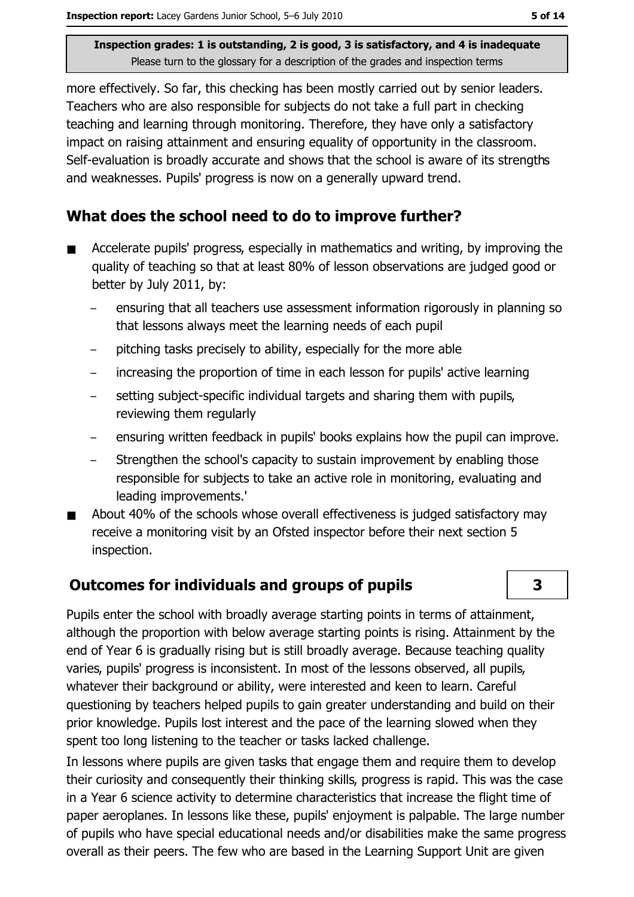more effectively. So far, this checking has been mostly carried out by senior leaders. Teachers who are also responsible for subjects do not take a full part in checking teaching and learning through monitoring. Therefore, they have only a satisfactory impact on raising attainment and ensuring equality of opportunity in the classroom. Self-evaluation is broadly accurate and shows that the school is aware of its strengths and weaknesses. Pupils' progress is now on a generally upward trend.

## What does the school need to do to improve further?

- Accelerate pupils' progress, especially in mathematics and writing, by improving the quality of teaching so that at least 80% of lesson observations are judged good or better by July 2011, by:
  - ensuring that all teachers use assessment information rigorously in planning so that lessons always meet the learning needs of each pupil
  - pitching tasks precisely to ability, especially for the more able
  - increasing the proportion of time in each lesson for pupils' active learning
  - setting subject-specific individual targets and sharing them with pupils, reviewing them regularly
  - ensuring written feedback in pupils' books explains how the pupil can improve.
  - Strengthen the school's capacity to sustain improvement by enabling those responsible for subjects to take an active role in monitoring, evaluating and leading improvements.'
- About 40% of the schools whose overall effectiveness is judged satisfactory may receive a monitoring visit by an Ofsted inspector before their next section 5 inspection.

## Outcomes for individuals and groups of pupils — 3

Pupils enter the school with broadly average starting points in terms of attainment, although the proportion with below average starting points is rising. Attainment by the end of Year 6 is gradually rising but is still broadly average. Because teaching quality varies, pupils' progress is inconsistent. In most of the lessons observed, all pupils, whatever their background or ability, were interested and keen to learn. Careful questioning by teachers helped pupils to gain greater understanding and build on their prior knowledge. Pupils lost interest and the pace of the learning slowed when they spent too long listening to the teacher or tasks lacked challenge.

In lessons where pupils are given tasks that engage them and require them to develop their curiosity and consequently their thinking skills, progress is rapid. This was the case in a Year 6 science activity to determine characteristics that increase the flight time of paper aeroplanes. In lessons like these, pupils' enjoyment is palpable. The large number of pupils who have special educational needs and/or disabilities make the same progress overall as their peers. The few who are based in the Learning Support Unit are given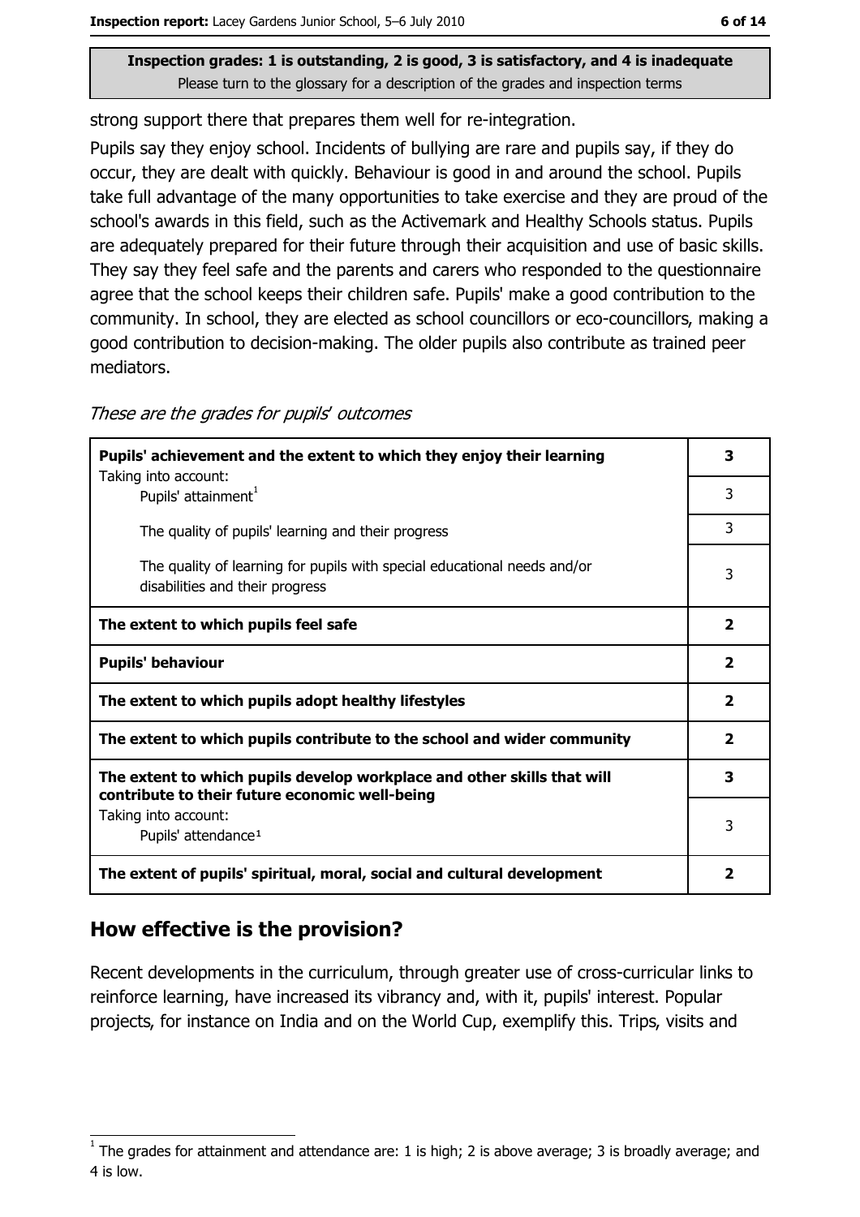Inspection grades: 1 is outstanding, 2 is good, 3 is satisfactory, and 4 is inadequate
Please turn to the glossary for a description of the grades and inspection terms

strong support there that prepares them well for re-integration.

Pupils say they enjoy school. Incidents of bullying are rare and pupils say, if they do occur, they are dealt with quickly. Behaviour is good in and around the school. Pupils take full advantage of the many opportunities to take exercise and they are proud of the school's awards in this field, such as the Activemark and Healthy Schools status. Pupils are adequately prepared for their future through their acquisition and use of basic skills. They say they feel safe and the parents and carers who responded to the questionnaire agree that the school keeps their children safe. Pupils' make a good contribution to the community. In school, they are elected as school councillors or eco-councillors, making a good contribution to decision-making. The older pupils also contribute as trained peer mediators.

*These are the grades for pupils' outcomes*

| | |
|---|---|
| **Pupils' achievement and the extent to which they enjoy their learning** Taking into account: | **3** |
| Pupils' attainment[1] | 3 |
| The quality of pupils' learning and their progress | 3 |
| The quality of learning for pupils with special educational needs and/or disabilities and their progress | 3 |
| **The extent to which pupils feel safe** | **2** |
| **Pupils' behaviour** | **2** |
| **The extent to which pupils adopt healthy lifestyles** | **2** |
| **The extent to which pupils contribute to the school and wider community** | **2** |
| **The extent to which pupils develop workplace and other skills that will contribute to their future economic well-being** | **3** |
| Taking into account: Pupils' attendance[1] | 3 |
| **The extent of pupils' spiritual, moral, social and cultural development** | **2** |

## How effective is the provision?

Recent developments in the curriculum, through greater use of cross-curricular links to reinforce learning, have increased its vibrancy and, with it, pupils' interest. Popular projects, for instance on India and on the World Cup, exemplify this. Trips, visits and

[1] The grades for attainment and attendance are: 1 is high; 2 is above average; 3 is broadly average; and 4 is low.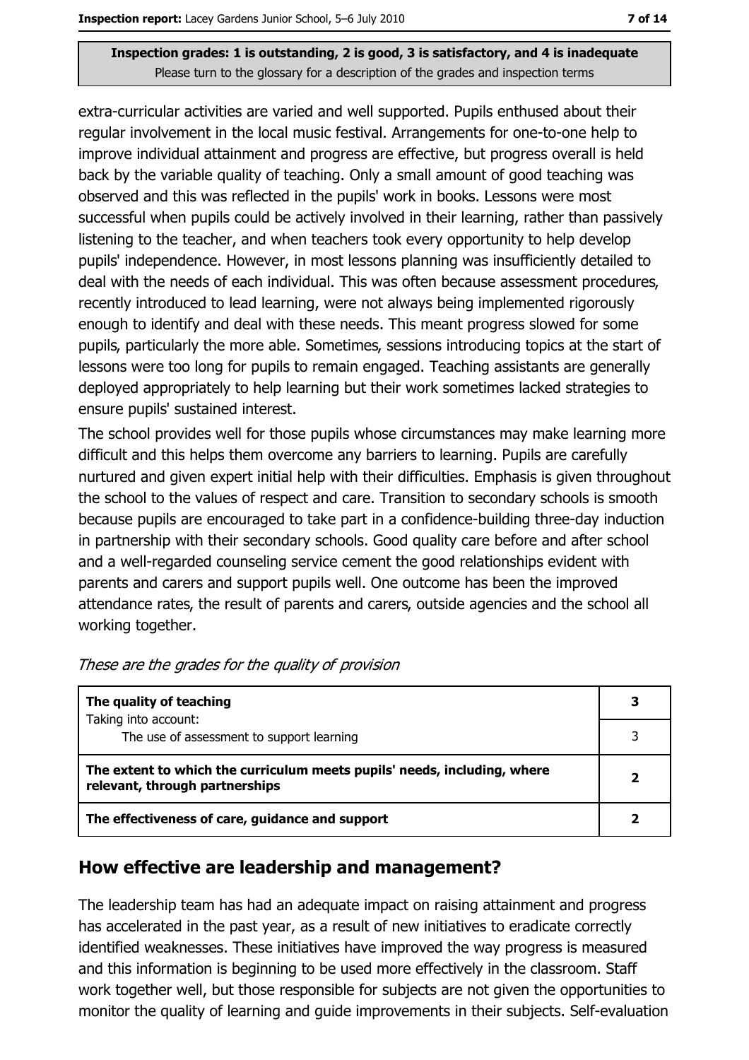extra-curricular activities are varied and well supported. Pupils enthused about their regular involvement in the local music festival. Arrangements for one-to-one help to improve individual attainment and progress are effective, but progress overall is held back by the variable quality of teaching. Only a small amount of good teaching was observed and this was reflected in the pupils' work in books. Lessons were most successful when pupils could be actively involved in their learning, rather than passively listening to the teacher, and when teachers took every opportunity to help develop pupils' independence. However, in most lessons planning was insufficiently detailed to deal with the needs of each individual. This was often because assessment procedures, recently introduced to lead learning, were not always being implemented rigorously enough to identify and deal with these needs. This meant progress slowed for some pupils, particularly the more able. Sometimes, sessions introducing topics at the start of lessons were too long for pupils to remain engaged. Teaching assistants are generally deployed appropriately to help learning but their work sometimes lacked strategies to ensure pupils' sustained interest.

The school provides well for those pupils whose circumstances may make learning more difficult and this helps them overcome any barriers to learning. Pupils are carefully nurtured and given expert initial help with their difficulties. Emphasis is given throughout the school to the values of respect and care. Transition to secondary schools is smooth because pupils are encouraged to take part in a confidence-building three-day induction in partnership with their secondary schools. Good quality care before and after school and a well-regarded counseling service cement the good relationships evident with parents and carers and support pupils well. One outcome has been the improved attendance rates, the result of parents and carers, outside agencies and the school all working together.

*These are the grades for the quality of provision*

| | |
|---|---|
| **The quality of teaching**<br>Taking into account:<br>The use of assessment to support learning | **3**<br>3 |
| **The extent to which the curriculum meets pupils' needs, including, where relevant, through partnerships** | **2** |
| **The effectiveness of care, guidance and support** | **2** |

## How effective are leadership and management?

The leadership team has had an adequate impact on raising attainment and progress has accelerated in the past year, as a result of new initiatives to eradicate correctly identified weaknesses. These initiatives have improved the way progress is measured and this information is beginning to be used more effectively in the classroom. Staff work together well, but those responsible for subjects are not given the opportunities to monitor the quality of learning and guide improvements in their subjects. Self-evaluation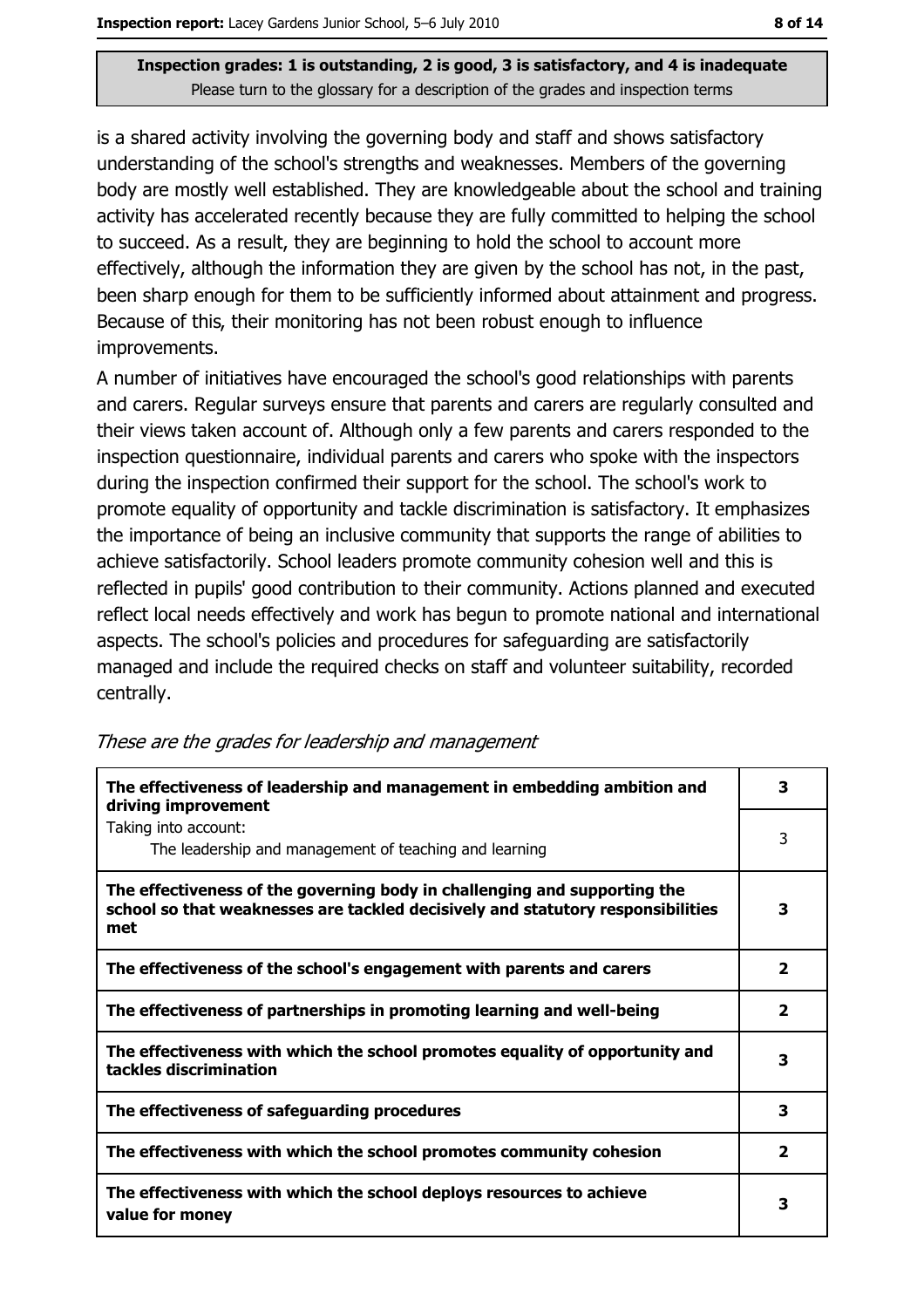**Inspection grades: 1 is outstanding, 2 is good, 3 is satisfactory, and 4 is inadequate**
Please turn to the glossary for a description of the grades and inspection terms

is a shared activity involving the governing body and staff and shows satisfactory understanding of the school's strengths and weaknesses. Members of the governing body are mostly well established. They are knowledgeable about the school and training activity has accelerated recently because they are fully committed to helping the school to succeed. As a result, they are beginning to hold the school to account more effectively, although the information they are given by the school has not, in the past, been sharp enough for them to be sufficiently informed about attainment and progress. Because of this, their monitoring has not been robust enough to influence improvements.

A number of initiatives have encouraged the school's good relationships with parents and carers. Regular surveys ensure that parents and carers are regularly consulted and their views taken account of. Although only a few parents and carers responded to the inspection questionnaire, individual parents and carers who spoke with the inspectors during the inspection confirmed their support for the school. The school's work to promote equality of opportunity and tackle discrimination is satisfactory. It emphasizes the importance of being an inclusive community that supports the range of abilities to achieve satisfactorily. School leaders promote community cohesion well and this is reflected in pupils' good contribution to their community. Actions planned and executed reflect local needs effectively and work has begun to promote national and international aspects. The school's policies and procedures for safeguarding are satisfactorily managed and include the required checks on staff and volunteer suitability, recorded centrally.

*These are the grades for leadership and management*

| | |
|---|---|
| **The effectiveness of leadership and management in embedding ambition and driving improvement** | **3** |
| Taking into account: The leadership and management of teaching and learning | 3 |
| **The effectiveness of the governing body in challenging and supporting the school so that weaknesses are tackled decisively and statutory responsibilities met** | **3** |
| **The effectiveness of the school's engagement with parents and carers** | **2** |
| **The effectiveness of partnerships in promoting learning and well-being** | **2** |
| **The effectiveness with which the school promotes equality of opportunity and tackles discrimination** | **3** |
| **The effectiveness of safeguarding procedures** | **3** |
| **The effectiveness with which the school promotes community cohesion** | **2** |
| **The effectiveness with which the school deploys resources to achieve value for money** | **3** |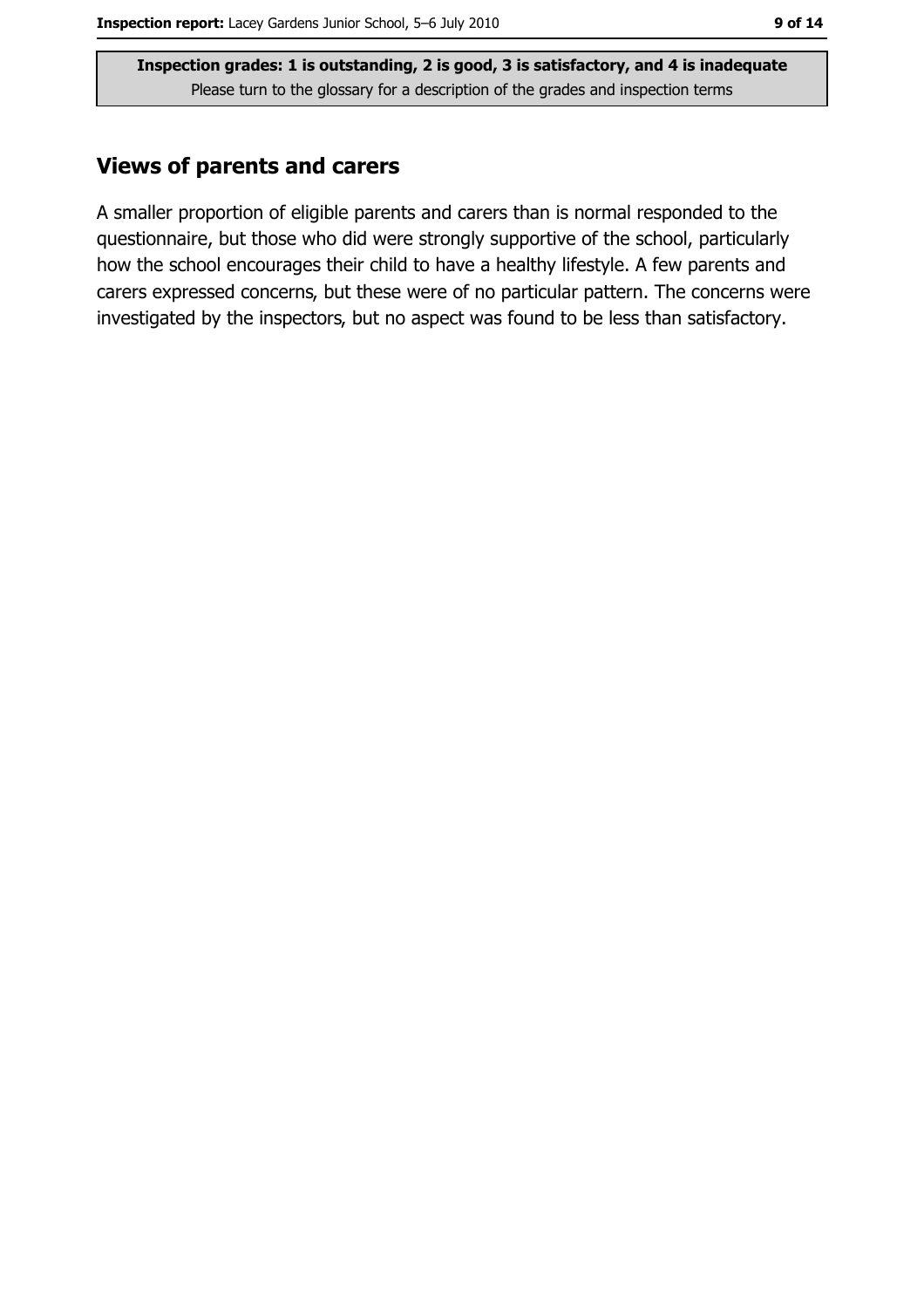**Inspection grades: 1 is outstanding, 2 is good, 3 is satisfactory, and 4 is inadequate**
Please turn to the glossary for a description of the grades and inspection terms

## Views of parents and carers

A smaller proportion of eligible parents and carers than is normal responded to the questionnaire, but those who did were strongly supportive of the school, particularly how the school encourages their child to have a healthy lifestyle. A few parents and carers expressed concerns, but these were of no particular pattern. The concerns were investigated by the inspectors, but no aspect was found to be less than satisfactory.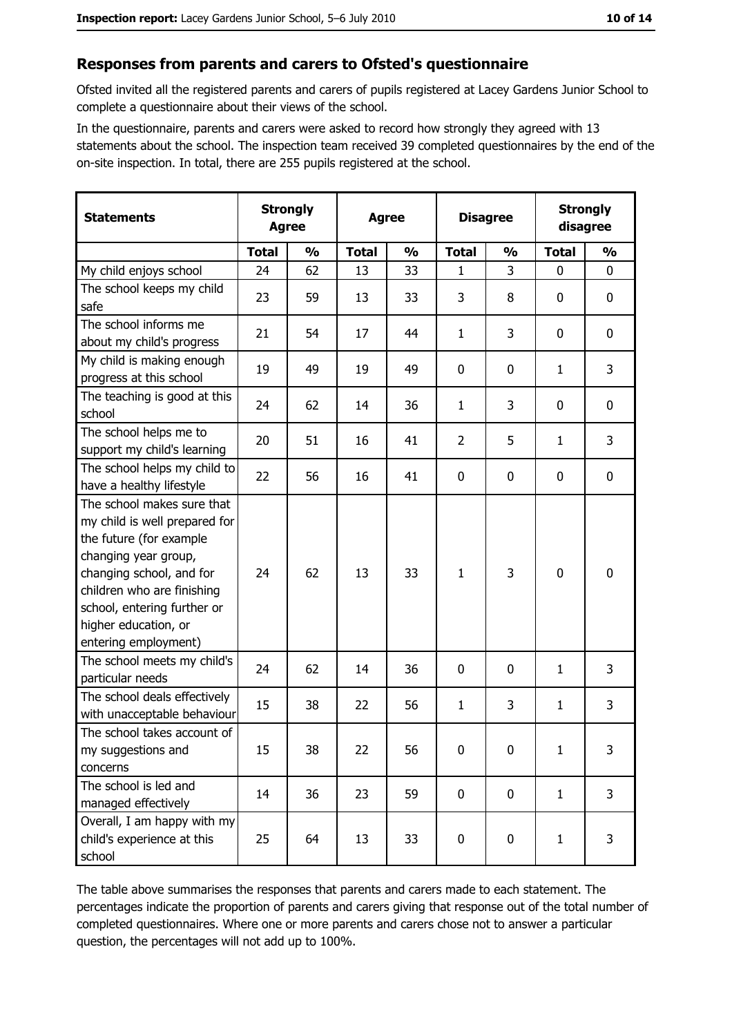## Responses from parents and carers to Ofsted's questionnaire

Ofsted invited all the registered parents and carers of pupils registered at Lacey Gardens Junior School to complete a questionnaire about their views of the school.

In the questionnaire, parents and carers were asked to record how strongly they agreed with 13 statements about the school. The inspection team received 39 completed questionnaires by the end of the on-site inspection. In total, there are 255 pupils registered at the school.

| Statements | Strongly Agree | | Agree | | Disagree | | Strongly disagree | |
|---|---|---|---|---|---|---|---|---|
| | Total | % | Total | % | Total | % | Total | % |
| My child enjoys school | 24 | 62 | 13 | 33 | 1 | 3 | 0 | 0 |
| The school keeps my child safe | 23 | 59 | 13 | 33 | 3 | 8 | 0 | 0 |
| The school informs me about my child's progress | 21 | 54 | 17 | 44 | 1 | 3 | 0 | 0 |
| My child is making enough progress at this school | 19 | 49 | 19 | 49 | 0 | 0 | 1 | 3 |
| The teaching is good at this school | 24 | 62 | 14 | 36 | 1 | 3 | 0 | 0 |
| The school helps me to support my child's learning | 20 | 51 | 16 | 41 | 2 | 5 | 1 | 3 |
| The school helps my child to have a healthy lifestyle | 22 | 56 | 16 | 41 | 0 | 0 | 0 | 0 |
| The school makes sure that my child is well prepared for the future (for example changing year group, changing school, and for children who are finishing school, entering further or higher education, or entering employment) | 24 | 62 | 13 | 33 | 1 | 3 | 0 | 0 |
| The school meets my child's particular needs | 24 | 62 | 14 | 36 | 0 | 0 | 1 | 3 |
| The school deals effectively with unacceptable behaviour | 15 | 38 | 22 | 56 | 1 | 3 | 1 | 3 |
| The school takes account of my suggestions and concerns | 15 | 38 | 22 | 56 | 0 | 0 | 1 | 3 |
| The school is led and managed effectively | 14 | 36 | 23 | 59 | 0 | 0 | 1 | 3 |
| Overall, I am happy with my child's experience at this school | 25 | 64 | 13 | 33 | 0 | 0 | 1 | 3 |

The table above summarises the responses that parents and carers made to each statement. The percentages indicate the proportion of parents and carers giving that response out of the total number of completed questionnaires. Where one or more parents and carers chose not to answer a particular question, the percentages will not add up to 100%.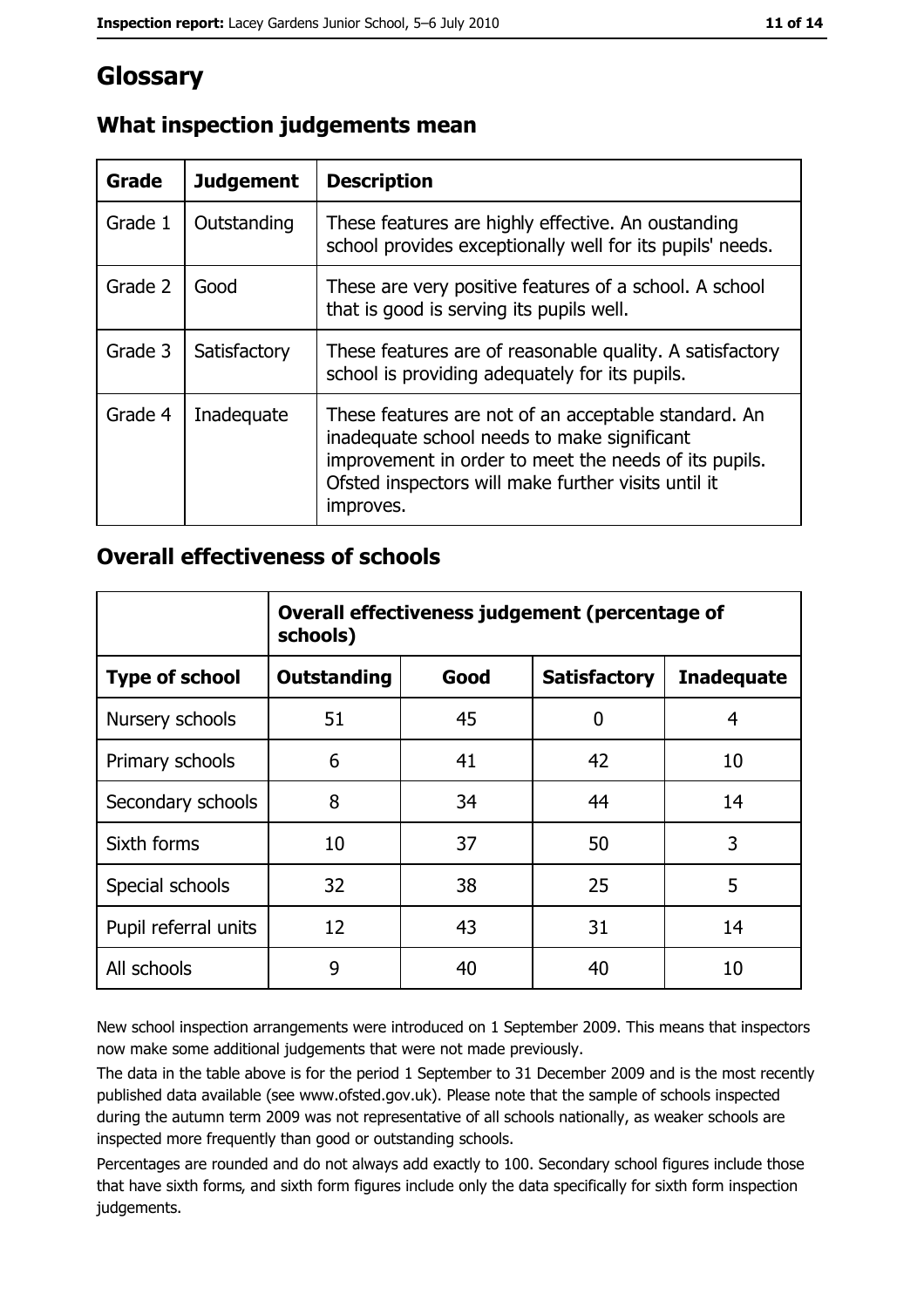# Glossary

## What inspection judgements mean

| Grade | Judgement | Description |
|---|---|---|
| Grade 1 | Outstanding | These features are highly effective. An oustanding school provides exceptionally well for its pupils' needs. |
| Grade 2 | Good | These are very positive features of a school. A school that is good is serving its pupils well. |
| Grade 3 | Satisfactory | These features are of reasonable quality. A satisfactory school is providing adequately for its pupils. |
| Grade 4 | Inadequate | These features are not of an acceptable standard. An inadequate school needs to make significant improvement in order to meet the needs of its pupils. Ofsted inspectors will make further visits until it improves. |

## Overall effectiveness of schools

| | Overall effectiveness judgement (percentage of schools) | | | |
|---|---|---|---|---|
| **Type of school** | **Outstanding** | **Good** | **Satisfactory** | **Inadequate** |
| Nursery schools | 51 | 45 | 0 | 4 |
| Primary schools | 6 | 41 | 42 | 10 |
| Secondary schools | 8 | 34 | 44 | 14 |
| Sixth forms | 10 | 37 | 50 | 3 |
| Special schools | 32 | 38 | 25 | 5 |
| Pupil referral units | 12 | 43 | 31 | 14 |
| All schools | 9 | 40 | 40 | 10 |

New school inspection arrangements were introduced on 1 September 2009. This means that inspectors now make some additional judgements that were not made previously.

The data in the table above is for the period 1 September to 31 December 2009 and is the most recently published data available (see www.ofsted.gov.uk). Please note that the sample of schools inspected during the autumn term 2009 was not representative of all schools nationally, as weaker schools are inspected more frequently than good or outstanding schools.

Percentages are rounded and do not always add exactly to 100. Secondary school figures include those that have sixth forms, and sixth form figures include only the data specifically for sixth form inspection judgements.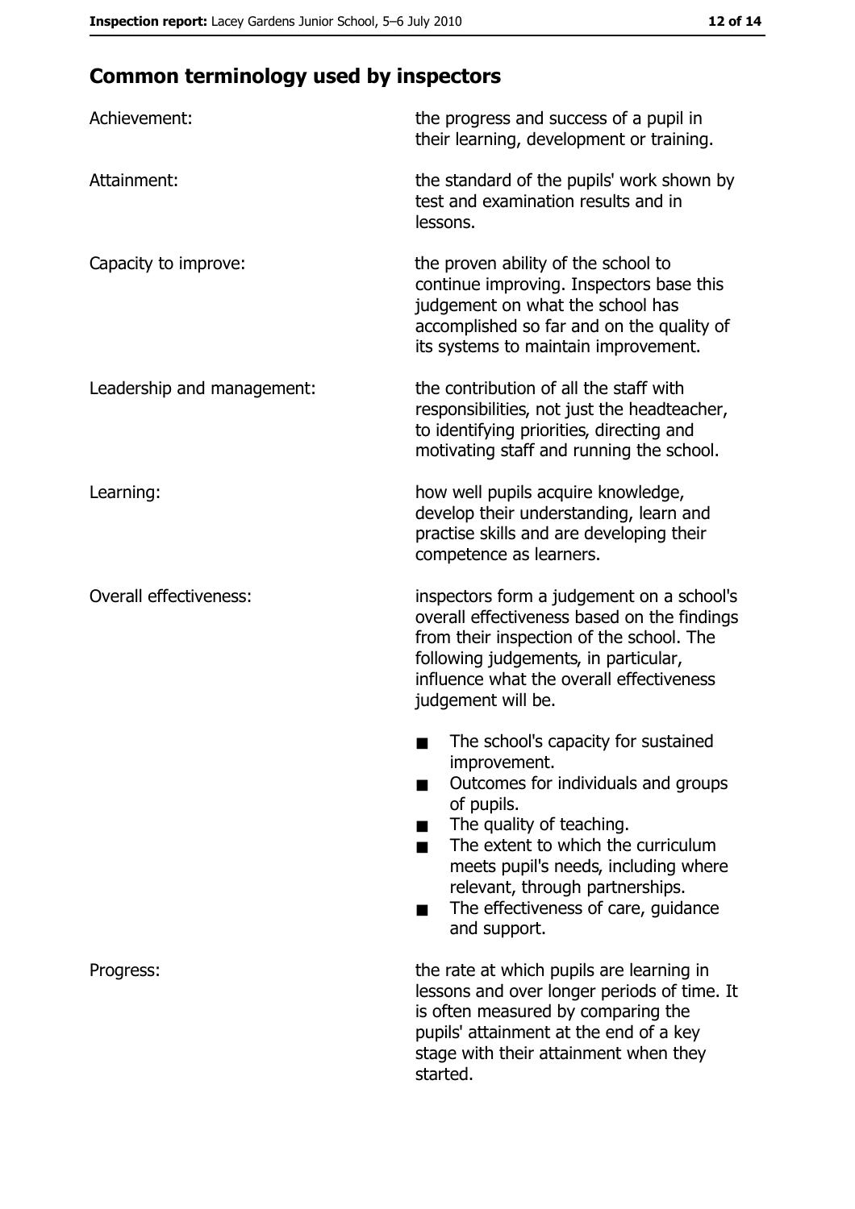## Common terminology used by inspectors

| | |
|---|---|
| Achievement: | the progress and success of a pupil in their learning, development or training. |
| Attainment: | the standard of the pupils' work shown by test and examination results and in lessons. |
| Capacity to improve: | the proven ability of the school to continue improving. Inspectors base this judgement on what the school has accomplished so far and on the quality of its systems to maintain improvement. |
| Leadership and management: | the contribution of all the staff with responsibilities, not just the headteacher, to identifying priorities, directing and motivating staff and running the school. |
| Learning: | how well pupils acquire knowledge, develop their understanding, learn and practise skills and are developing their competence as learners. |
| Overall effectiveness: | inspectors form a judgement on a school's overall effectiveness based on the findings from their inspection of the school. The following judgements, in particular, influence what the overall effectiveness judgement will be.<br>■ The school's capacity for sustained improvement.<br>■ Outcomes for individuals and groups of pupils.<br>■ The quality of teaching.<br>■ The extent to which the curriculum meets pupil's needs, including where relevant, through partnerships.<br>■ The effectiveness of care, guidance and support. |
| Progress: | the rate at which pupils are learning in lessons and over longer periods of time. It is often measured by comparing the pupils' attainment at the end of a key stage with their attainment when they started. |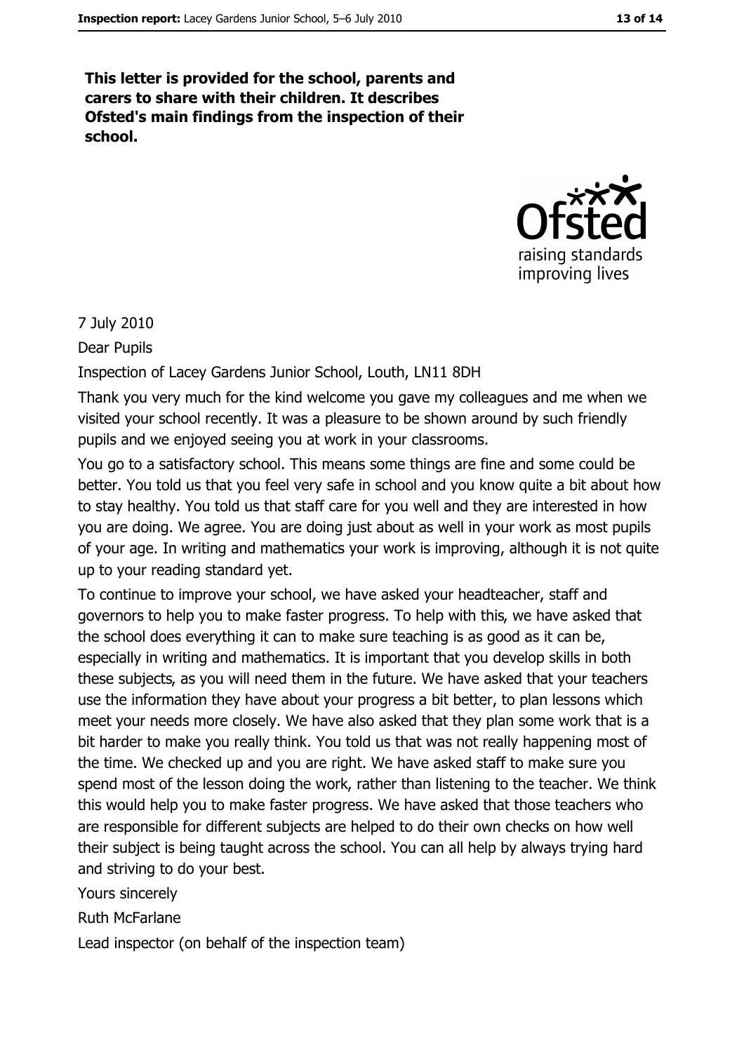**This letter is provided for the school, parents and carers to share with their children. It describes Ofsted's main findings from the inspection of their school.**

7 July 2010

Dear Pupils

Inspection of Lacey Gardens Junior School, Louth, LN11 8DH

Thank you very much for the kind welcome you gave my colleagues and me when we visited your school recently. It was a pleasure to be shown around by such friendly pupils and we enjoyed seeing you at work in your classrooms.

You go to a satisfactory school. This means some things are fine and some could be better. You told us that you feel very safe in school and you know quite a bit about how to stay healthy. You told us that staff care for you well and they are interested in how you are doing. We agree. You are doing just about as well in your work as most pupils of your age. In writing and mathematics your work is improving, although it is not quite up to your reading standard yet.

To continue to improve your school, we have asked your headteacher, staff and governors to help you to make faster progress. To help with this, we have asked that the school does everything it can to make sure teaching is as good as it can be, especially in writing and mathematics. It is important that you develop skills in both these subjects, as you will need them in the future. We have asked that your teachers use the information they have about your progress a bit better, to plan lessons which meet your needs more closely. We have also asked that they plan some work that is a bit harder to make you really think. You told us that was not really happening most of the time. We checked up and you are right. We have asked staff to make sure you spend most of the lesson doing the work, rather than listening to the teacher. We think this would help you to make faster progress. We have asked that those teachers who are responsible for different subjects are helped to do their own checks on how well their subject is being taught across the school. You can all help by always trying hard and striving to do your best.

Yours sincerely

Ruth McFarlane

Lead inspector (on behalf of the inspection team)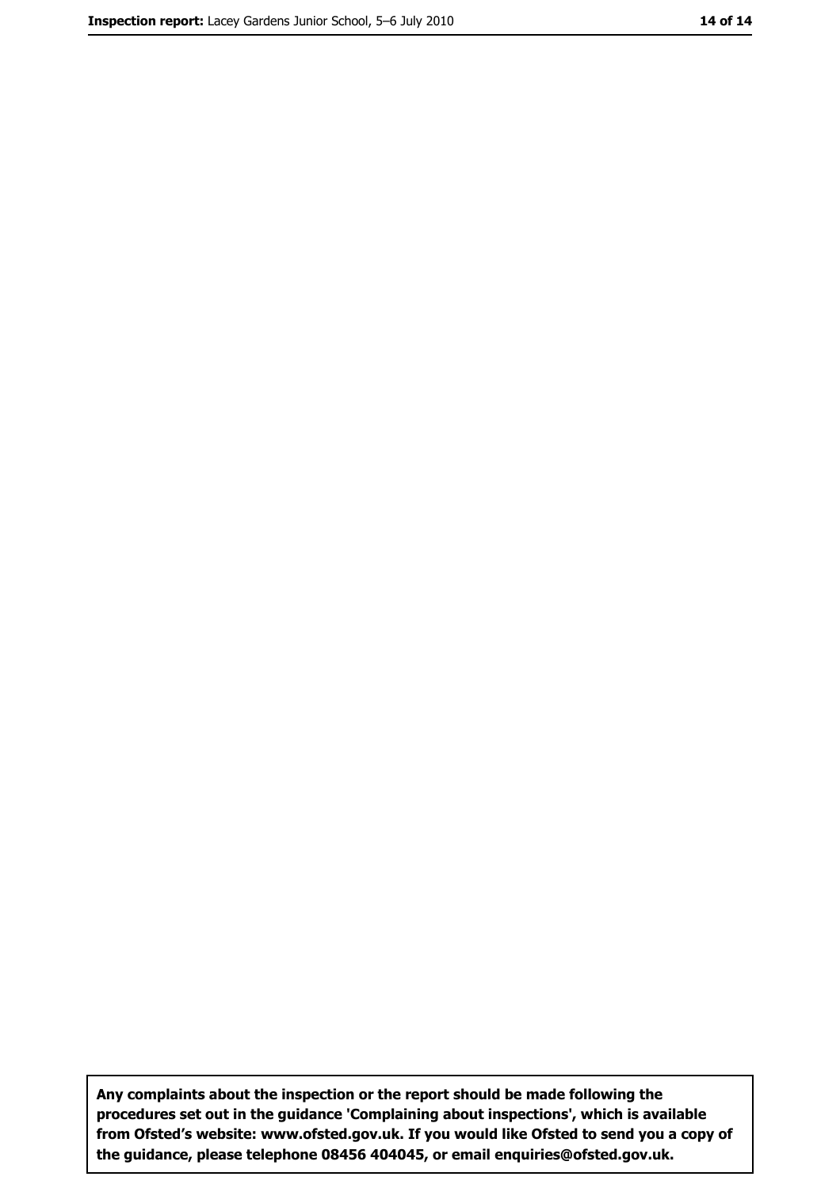**Any complaints about the inspection or the report should be made following the procedures set out in the guidance 'Complaining about inspections', which is available from Ofsted's website: www.ofsted.gov.uk. If you would like Ofsted to send you a copy of the guidance, please telephone 08456 404045, or email enquiries@ofsted.gov.uk.**